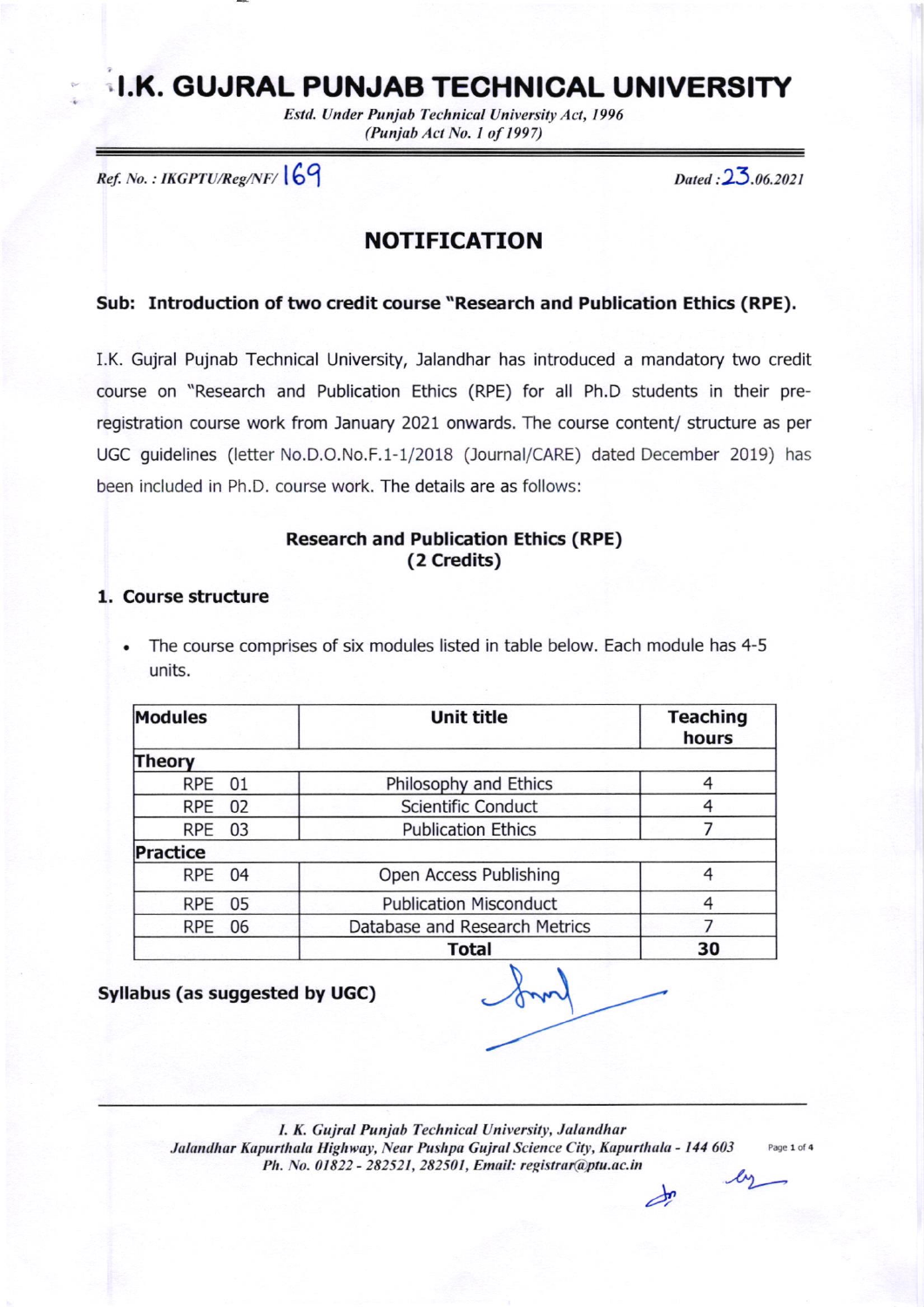# I.K. GUJRAL PUNJAB TECHNICAL UNIVERSITY

*Estd. Under Punjab Technical University Act, 1996*
*(Punjab Act No. 1 of 1997)*

*Ref. No. : IKGPTU/Reg/NF/* 169 *Dated :* 23*.06.2021*

## NOTIFICATION

**Sub: Introduction of two credit course "Research and Publication Ethics (RPE).**

I.K. Gujral Pujnab Technical University, Jalandhar has introduced a mandatory two credit course on "Research and Publication Ethics (RPE) for all Ph.D students in their pre-registration course work from January 2021 onwards. The course content/ structure as per UGC guidelines (letter No.D.O.No.F.1-1/2018 (Journal/CARE) dated December 2019) has been included in Ph.D. course work. The details are as follows:

### Research and Publication Ethics (RPE) (2 Credits)

**1. Course structure**

- The course comprises of six modules listed in table below. Each module has 4-5 units.

| Modules | Unit title | Teaching hours |
|---|---|---|
| **Theory** | | |
| RPE 01 | Philosophy and Ethics | 4 |
| RPE 02 | Scientific Conduct | 4 |
| RPE 03 | Publication Ethics | 7 |
| **Practice** | | |
| RPE 04 | Open Access Publishing | 4 |
| RPE 05 | Publication Misconduct | 4 |
| RPE 06 | Database and Research Metrics | 7 |
| | **Total** | **30** |

**Syllabus (as suggested by UGC)**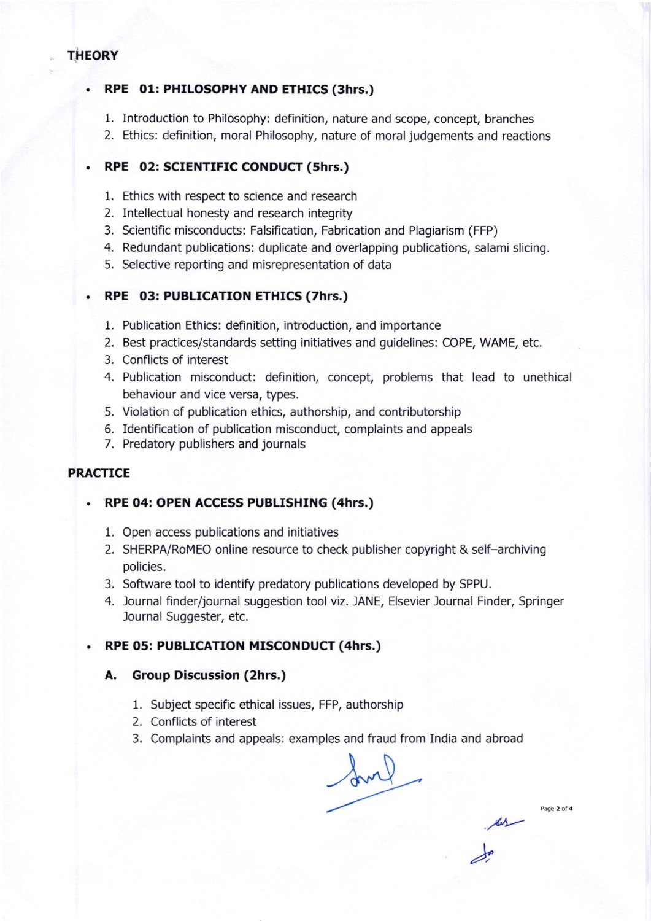## THEORY

- **RPE 01: PHILOSOPHY AND ETHICS (3hrs.)**

  1. Introduction to Philosophy: definition, nature and scope, concept, branches
  2. Ethics: definition, moral Philosophy, nature of moral judgements and reactions

- **RPE 02: SCIENTIFIC CONDUCT (5hrs.)**

  1. Ethics with respect to science and research
  2. Intellectual honesty and research integrity
  3. Scientific misconducts: Falsification, Fabrication and Plagiarism (FFP)
  4. Redundant publications: duplicate and overlapping publications, salami slicing.
  5. Selective reporting and misrepresentation of data

- **RPE 03: PUBLICATION ETHICS (7hrs.)**

  1. Publication Ethics: definition, introduction, and importance
  2. Best practices/standards setting initiatives and guidelines: COPE, WAME, etc.
  3. Conflicts of interest
  4. Publication misconduct: definition, concept, problems that lead to unethical behaviour and vice versa, types.
  5. Violation of publication ethics, authorship, and contributorship
  6. Identification of publication misconduct, complaints and appeals
  7. Predatory publishers and journals

## PRACTICE

- **RPE 04: OPEN ACCESS PUBLISHING (4hrs.)**

  1. Open access publications and initiatives
  2. SHERPA/RoMEO online resource to check publisher copyright & self–archiving policies.
  3. Software tool to identify predatory publications developed by SPPU.
  4. Journal finder/journal suggestion tool viz. JANE, Elsevier Journal Finder, Springer Journal Suggester, etc.

- **RPE 05: PUBLICATION MISCONDUCT (4hrs.)**

  **A. Group Discussion (2hrs.)**

  1. Subject specific ethical issues, FFP, authorship
  2. Conflicts of interest
  3. Complaints and appeals: examples and fraud from India and abroad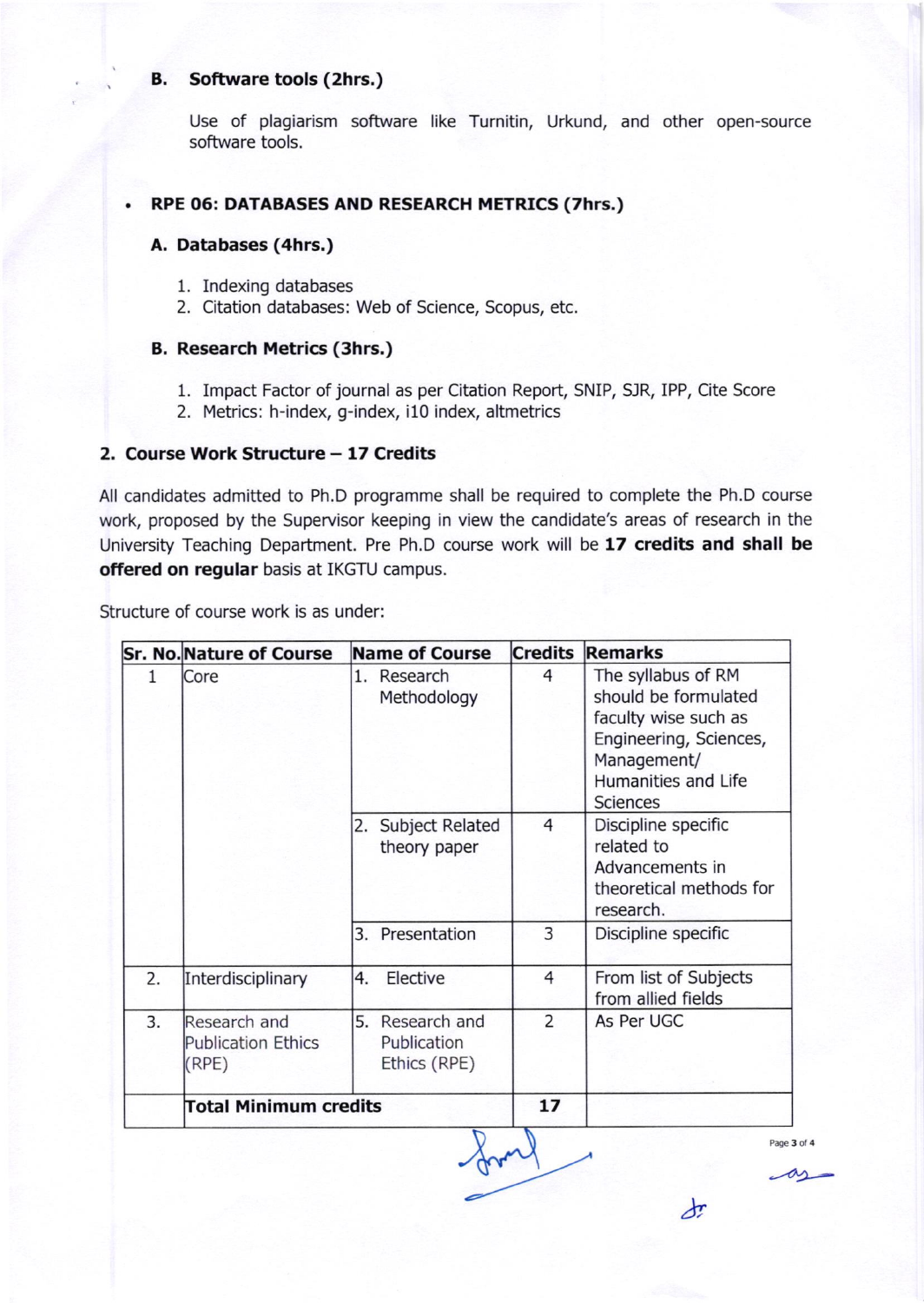### B. Software tools (2hrs.)

Use of plagiarism software like Turnitin, Urkund, and other open-source software tools.

- **RPE 06: DATABASES AND RESEARCH METRICS (7hrs.)**

### A. Databases (4hrs.)

1. Indexing databases
2. Citation databases: Web of Science, Scopus, etc.

### B. Research Metrics (3hrs.)

1. Impact Factor of journal as per Citation Report, SNIP, SJR, IPP, Cite Score
2. Metrics: h-index, g-index, i10 index, altmetrics

## 2. Course Work Structure – 17 Credits

All candidates admitted to Ph.D programme shall be required to complete the Ph.D course work, proposed by the Supervisor keeping in view the candidate's areas of research in the University Teaching Department. Pre Ph.D course work will be **17 credits and shall be offered on regular** basis at IKGTU campus.

Structure of course work is as under:

| Sr. No. | Nature of Course | Name of Course | Credits | Remarks |
|---|---|---|---|---|
| 1 | Core | 1. Research Methodology | 4 | The syllabus of RM should be formulated faculty wise such as Engineering, Sciences, Management/ Humanities and Life Sciences |
| | | 2. Subject Related theory paper | 4 | Discipline specific related to Advancements in theoretical methods for research. |
| | | 3. Presentation | 3 | Discipline specific |
| 2. | Interdisciplinary | 4. Elective | 4 | From list of Subjects from allied fields |
| 3. | Research and Publication Ethics (RPE) | 5. Research and Publication Ethics (RPE) | 2 | As Per UGC |
| | **Total Minimum credits** | | **17** | |